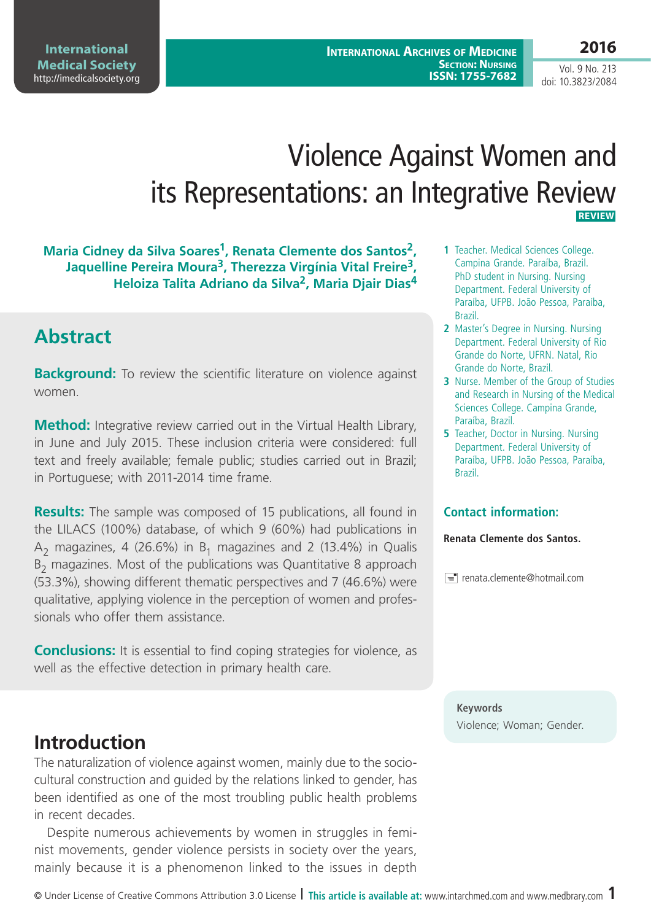# Violence Against Women and its Representations: an Integrative Review

**REVIEW**

**Maria Cidney da Silva Soares[1], Renata Clemente dos Santos[2], Jaquelline Pereira Moura[3], Therezza Virgínia Vital Freire[3], Heloiza Talita Adriano da Silva[2], Maria Djair Dias[4]**

1 Teacher. Medical Sciences College. Campina Grande. Paraíba, Brazil. PhD student in Nursing. Nursing Department. Federal University of Paraíba, UFPB. João Pessoa, Paraíba, Brazil.

2 Master's Degree in Nursing. Nursing Department. Federal University of Rio Grande do Norte, UFRN. Natal, Rio Grande do Norte, Brazil.

3 Nurse. Member of the Group of Studies and Research in Nursing of the Medical Sciences College. Campina Grande, Paraíba, Brazil.

5 Teacher, Doctor in Nursing. Nursing Department. Federal University of Paraíba, UFPB. João Pessoa, Paraíba, Brazil.

**Contact information:**

**Renata Clemente dos Santos.**

renata.clemente@hotmail.com

## Abstract

**Background:** To review the scientific literature on violence against women.

**Method:** Integrative review carried out in the Virtual Health Library, in June and July 2015. These inclusion criteria were considered: full text and freely available; female public; studies carried out in Brazil; in Portuguese; with 2011-2014 time frame.

**Results:** The sample was composed of 15 publications, all found in the LILACS (100%) database, of which 9 (60%) had publications in $A_2$ magazines, 4 (26.6%) in $B_1$ magazines and 2 (13.4%) in Qualis $B_2$ magazines. Most of the publications was Quantitative 8 approach (53.3%), showing different thematic perspectives and 7 (46.6%) were qualitative, applying violence in the perception of women and professionals who offer them assistance.

**Conclusions:** It is essential to find coping strategies for violence, as well as the effective detection in primary health care.

**Keywords**

Violence; Woman; Gender.

## Introduction

The naturalization of violence against women, mainly due to the sociocultural construction and guided by the relations linked to gender, has been identified as one of the most troubling public health problems in recent decades.

Despite numerous achievements by women in struggles in feminist movements, gender violence persists in society over the years, mainly because it is a phenomenon linked to the issues in depth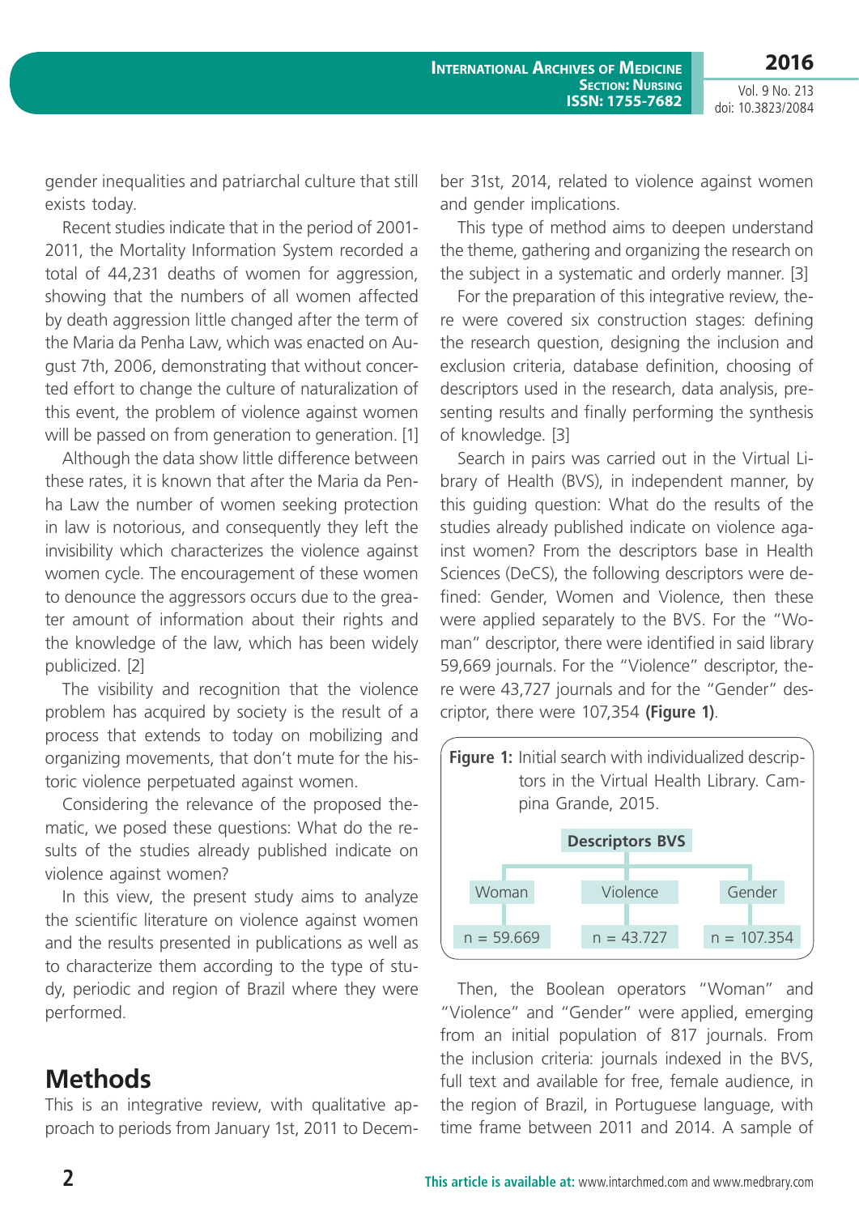gender inequalities and patriarchal culture that still exists today.

Recent studies indicate that in the period of 2001-2011, the Mortality Information System recorded a total of 44,231 deaths of women for aggression, showing that the numbers of all women affected by death aggression little changed after the term of the Maria da Penha Law, which was enacted on August 7th, 2006, demonstrating that without concerted effort to change the culture of naturalization of this event, the problem of violence against women will be passed on from generation to generation. [1]

Although the data show little difference between these rates, it is known that after the Maria da Penha Law the number of women seeking protection in law is notorious, and consequently they left the invisibility which characterizes the violence against women cycle. The encouragement of these women to denounce the aggressors occurs due to the greater amount of information about their rights and the knowledge of the law, which has been widely publicized. [2]

The visibility and recognition that the violence problem has acquired by society is the result of a process that extends to today on mobilizing and organizing movements, that don't mute for the historic violence perpetuated against women.

Considering the relevance of the proposed thematic, we posed these questions: What do the results of the studies already published indicate on violence against women?

In this view, the present study aims to analyze the scientific literature on violence against women and the results presented in publications as well as to characterize them according to the type of study, periodic and region of Brazil where they were performed.

## Methods

This is an integrative review, with qualitative approach to periods from January 1st, 2011 to December 31st, 2014, related to violence against women and gender implications.

This type of method aims to deepen understand the theme, gathering and organizing the research on the subject in a systematic and orderly manner. [3]

For the preparation of this integrative review, there were covered six construction stages: defining the research question, designing the inclusion and exclusion criteria, database definition, choosing of descriptors used in the research, data analysis, presenting results and finally performing the synthesis of knowledge. [3]

Search in pairs was carried out in the Virtual Library of Health (BVS), in independent manner, by this guiding question: What do the results of the studies already published indicate on violence against women? From the descriptors base in Health Sciences (DeCS), the following descriptors were defined: Gender, Women and Violence, then these were applied separately to the BVS. For the "Woman" descriptor, there were identified in said library 59,669 journals. For the "Violence" descriptor, there were 43,727 journals and for the "Gender" descriptor, there were 107,354 **(Figure 1)**.

**Figure 1:** Initial search with individualized descriptors in the Virtual Health Library. Campina Grande, 2015.

| Descriptors BVS | | |
|---|---|---|
| Woman | Violence | Gender |
| n = 59.669 | n = 43.727 | n = 107.354 |

Then, the Boolean operators "Woman" and "Violence" and "Gender" were applied, emerging from an initial population of 817 journals. From the inclusion criteria: journals indexed in the BVS, full text and available for free, female audience, in the region of Brazil, in Portuguese language, with time frame between 2011 and 2014. A sample of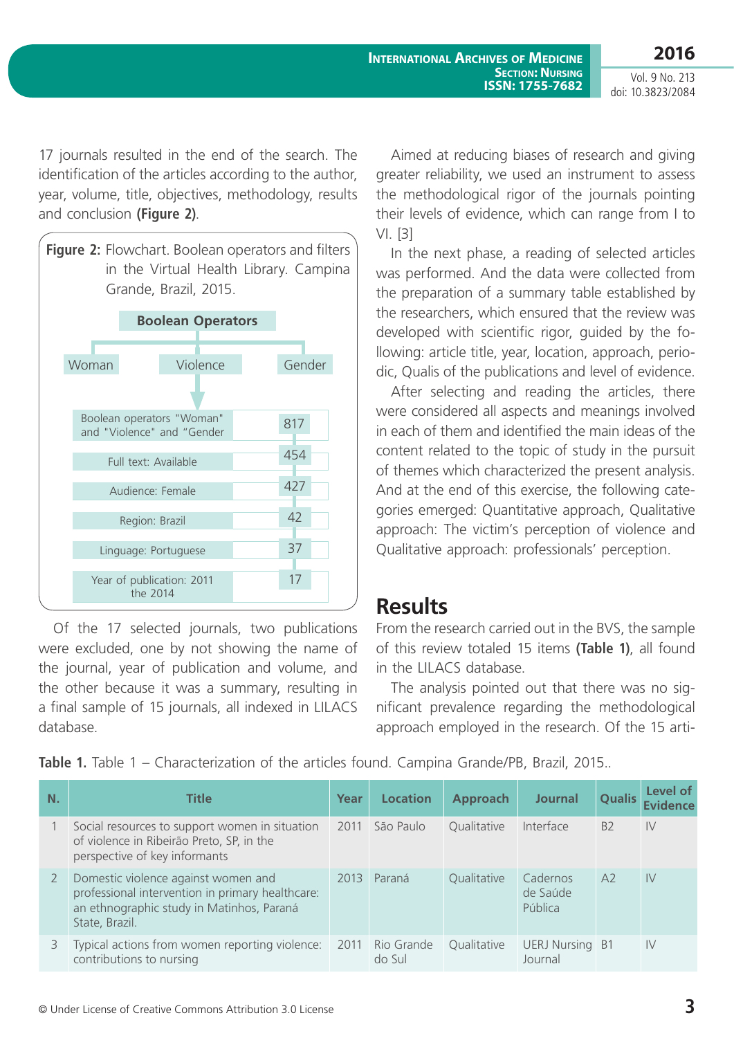17 journals resulted in the end of the search. The identification of the articles according to the author, year, volume, title, objectives, methodology, results and conclusion **(Figure 2)**.

**Figure 2:** Flowchart. Boolean operators and filters in the Virtual Health Library. Campina Grande, Brazil, 2015.

**Boolean Operators**

Woman | Violence | Gender

| Filter | Results |
|---|---|
| Boolean operators "Woman" and "Violence" and "Gender | 817 |
| Full text: Available | 454 |
| Audience: Female | 427 |
| Region: Brazil | 42 |
| Linguage: Portuguese | 37 |
| Year of publication: 2011 the 2014 | 17 |

Of the 17 selected journals, two publications were excluded, one by not showing the name of the journal, year of publication and volume, and the other because it was a summary, resulting in a final sample of 15 journals, all indexed in LILACS database.

Aimed at reducing biases of research and giving greater reliability, we used an instrument to assess the methodological rigor of the journals pointing their levels of evidence, which can range from I to VI. [3]

In the next phase, a reading of selected articles was performed. And the data were collected from the preparation of a summary table established by the researchers, which ensured that the review was developed with scientific rigor, guided by the following: article title, year, location, approach, periodic, Qualis of the publications and level of evidence.

After selecting and reading the articles, there were considered all aspects and meanings involved in each of them and identified the main ideas of the content related to the topic of study in the pursuit of themes which characterized the present analysis. And at the end of this exercise, the following categories emerged: Quantitative approach, Qualitative approach: The victim's perception of violence and Qualitative approach: professionals' perception.

## Results

From the research carried out in the BVS, the sample of this review totaled 15 items **(Table 1)**, all found in the LILACS database.

The analysis pointed out that there was no significant prevalence regarding the methodological approach employed in the research. Of the 15 arti-

**Table 1.** Table 1 – Characterization of the articles found. Campina Grande/PB, Brazil, 2015..

| N. | Title | Year | Location | Approach | Journal | Qualis | Level of Evidence |
|---|---|---|---|---|---|---|---|
| 1 | Social resources to support women in situation of violence in Ribeirão Preto, SP, in the perspective of key informants | 2011 | São Paulo | Qualitative | Interface | B2 | IV |
| 2 | Domestic violence against women and professional intervention in primary healthcare: an ethnographic study in Matinhos, Paraná State, Brazil. | 2013 | Paraná | Qualitative | Cadernos de Saúde Pública | A2 | IV |
| 3 | Typical actions from women reporting violence: contributions to nursing | 2011 | Rio Grande do Sul | Qualitative | UERJ Nursing Journal | B1 | IV |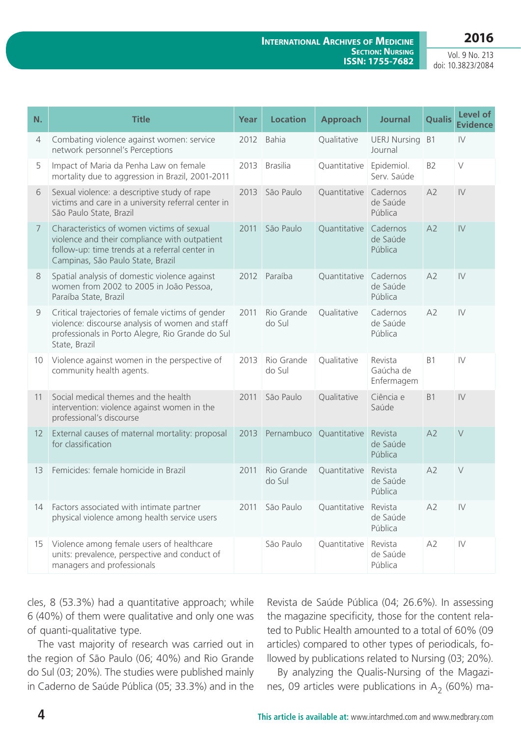| N. | Title | Year | Location | Approach | Journal | Qualis | Level of Evidence |
|---|---|---|---|---|---|---|---|
| 4 | Combating violence against women: service network personnel's Perceptions | 2012 | Bahia | Qualitative | UERJ Nursing Journal | B1 | IV |
| 5 | Impact of Maria da Penha Law on female mortality due to aggression in Brazil, 2001-2011 | 2013 | Brasilia | Quantitative | Epidemiol. Serv. Saúde | B2 | V |
| 6 | Sexual violence: a descriptive study of rape victims and care in a university referral center in São Paulo State, Brazil | 2013 | São Paulo | Quantitative | Cadernos de Saúde Pública | A2 | IV |
| 7 | Characteristics of women victims of sexual violence and their compliance with outpatient follow-up: time trends at a referral center in Campinas, São Paulo State, Brazil | 2011 | São Paulo | Quantitative | Cadernos de Saúde Pública | A2 | IV |
| 8 | Spatial analysis of domestic violence against women from 2002 to 2005 in João Pessoa, Paraíba State, Brazil | 2012 | Paraíba | Quantitative | Cadernos de Saúde Pública | A2 | IV |
| 9 | Critical trajectories of female victims of gender violence: discourse analysis of women and staff professionals in Porto Alegre, Rio Grande do Sul State, Brazil | 2011 | Rio Grande do Sul | Qualitative | Cadernos de Saúde Pública | A2 | IV |
| 10 | Violence against women in the perspective of community health agents. | 2013 | Rio Grande do Sul | Qualitative | Revista Gaúcha de Enfermagem | B1 | IV |
| 11 | Social medical themes and the health intervention: violence against women in the professional's discourse | 2011 | São Paulo | Qualitative | Ciência e Saúde | B1 | IV |
| 12 | External causes of maternal mortality: proposal for classification | 2013 | Pernambuco | Quantitative | Revista de Saúde Pública | A2 | V |
| 13 | Femicides: female homicide in Brazil | 2011 | Rio Grande do Sul | Quantitative | Revista de Saúde Pública | A2 | V |
| 14 | Factors associated with intimate partner physical violence among health service users | 2011 | São Paulo | Quantitative | Revista de Saúde Pública | A2 | IV |
| 15 | Violence among female users of healthcare units: prevalence, perspective and conduct of managers and professionals | | São Paulo | Quantitative | Revista de Saúde Pública | A2 | IV |

cles, 8 (53.3%) had a quantitative approach; while 6 (40%) of them were qualitative and only one was of quanti-qualitative type.

The vast majority of research was carried out in the region of São Paulo (06; 40%) and Rio Grande do Sul (03; 20%). The studies were published mainly in Caderno de Saúde Pública (05; 33.3%) and in the Revista de Saúde Pública (04; 26.6%). In assessing the magazine specificity, those for the content related to Public Health amounted to a total of 60% (09 articles) compared to other types of periodicals, followed by publications related to Nursing (03; 20%).

By analyzing the Qualis-Nursing of the Magazines, 09 articles were publications in $A_2$ (60%) ma-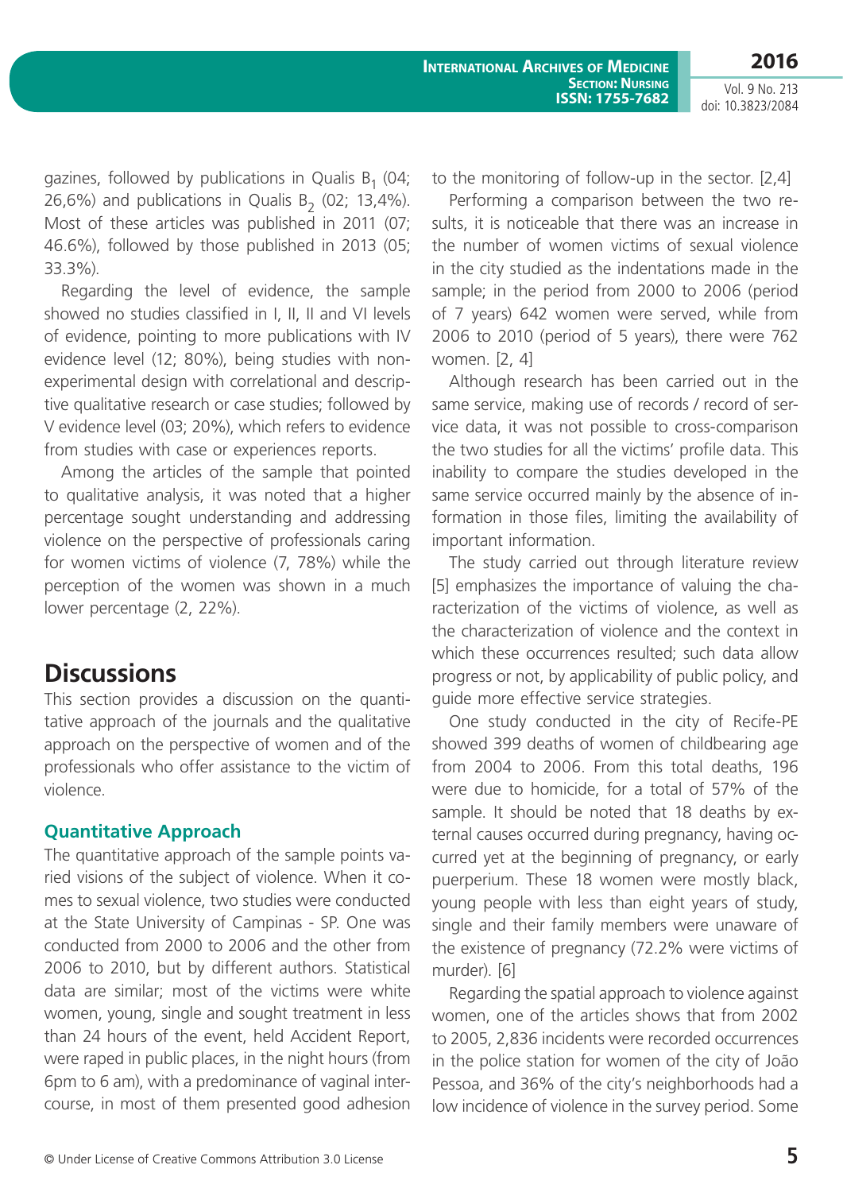gazines, followed by publications in Qualis $B_1$ (04; 26,6%) and publications in Qualis $B_2$ (02; 13,4%). Most of these articles was published in 2011 (07; 46.6%), followed by those published in 2013 (05; 33.3%).

Regarding the level of evidence, the sample showed no studies classified in I, II, II and VI levels of evidence, pointing to more publications with IV evidence level (12; 80%), being studies with non-experimental design with correlational and descriptive qualitative research or case studies; followed by V evidence level (03; 20%), which refers to evidence from studies with case or experiences reports.

Among the articles of the sample that pointed to qualitative analysis, it was noted that a higher percentage sought understanding and addressing violence on the perspective of professionals caring for women victims of violence (7, 78%) while the perception of the women was shown in a much lower percentage (2, 22%).

## Discussions

This section provides a discussion on the quantitative approach of the journals and the qualitative approach on the perspective of women and of the professionals who offer assistance to the victim of violence.

### Quantitative Approach

The quantitative approach of the sample points varied visions of the subject of violence. When it comes to sexual violence, two studies were conducted at the State University of Campinas - SP. One was conducted from 2000 to 2006 and the other from 2006 to 2010, but by different authors. Statistical data are similar; most of the victims were white women, young, single and sought treatment in less than 24 hours of the event, held Accident Report, were raped in public places, in the night hours (from 6pm to 6 am), with a predominance of vaginal intercourse, in most of them presented good adhesion to the monitoring of follow-up in the sector. [2,4]

Performing a comparison between the two results, it is noticeable that there was an increase in the number of women victims of sexual violence in the city studied as the indentations made in the sample; in the period from 2000 to 2006 (period of 7 years) 642 women were served, while from 2006 to 2010 (period of 5 years), there were 762 women. [2, 4]

Although research has been carried out in the same service, making use of records / record of service data, it was not possible to cross-comparison the two studies for all the victims' profile data. This inability to compare the studies developed in the same service occurred mainly by the absence of information in those files, limiting the availability of important information.

The study carried out through literature review [5] emphasizes the importance of valuing the characterization of the victims of violence, as well as the characterization of violence and the context in which these occurrences resulted; such data allow progress or not, by applicability of public policy, and guide more effective service strategies.

One study conducted in the city of Recife-PE showed 399 deaths of women of childbearing age from 2004 to 2006. From this total deaths, 196 were due to homicide, for a total of 57% of the sample. It should be noted that 18 deaths by external causes occurred during pregnancy, having occurred yet at the beginning of pregnancy, or early puerperium. These 18 women were mostly black, young people with less than eight years of study, single and their family members were unaware of the existence of pregnancy (72.2% were victims of murder). [6]

Regarding the spatial approach to violence against women, one of the articles shows that from 2002 to 2005, 2,836 incidents were recorded occurrences in the police station for women of the city of João Pessoa, and 36% of the city's neighborhoods had a low incidence of violence in the survey period. Some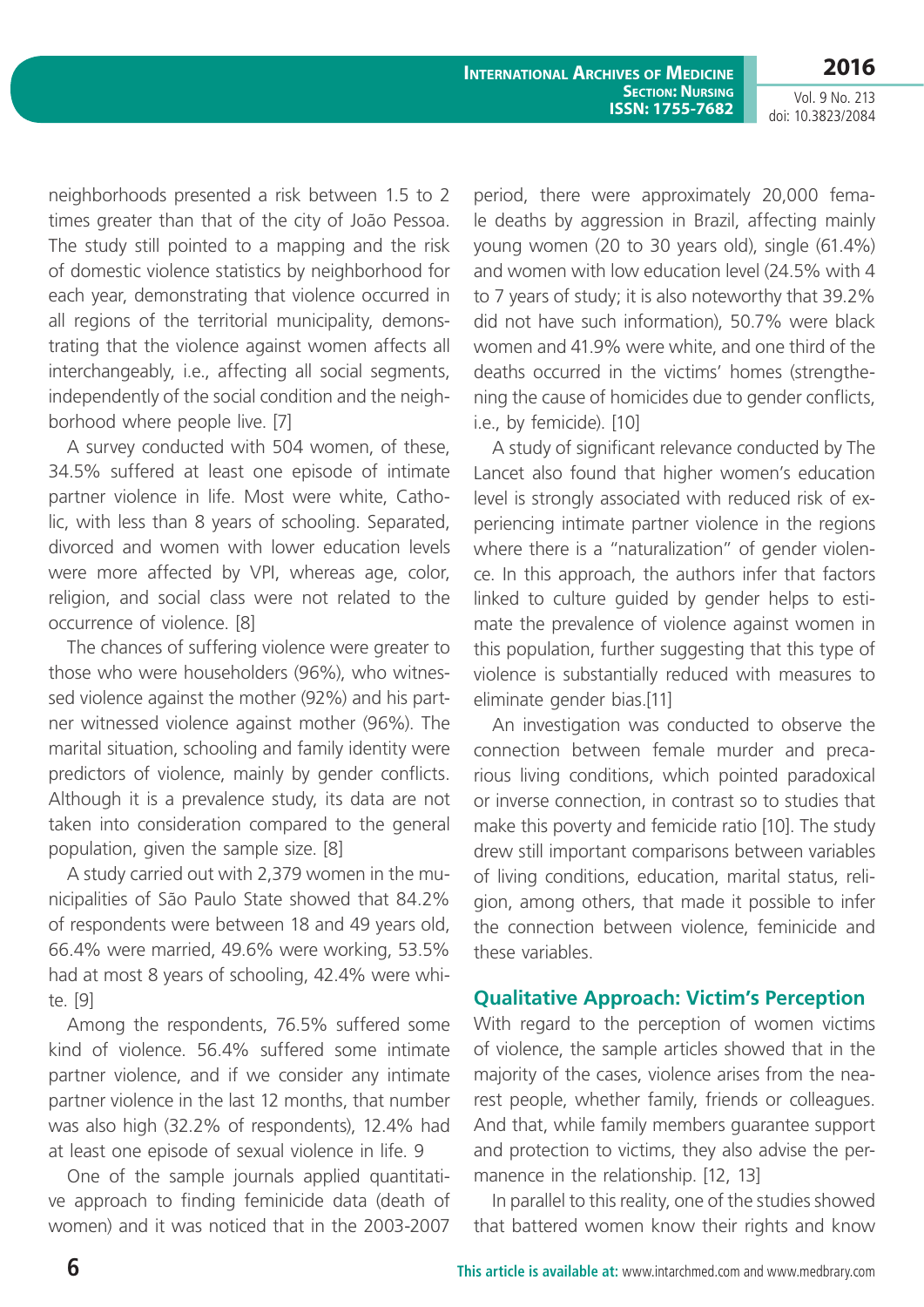neighborhoods presented a risk between 1.5 to 2 times greater than that of the city of João Pessoa. The study still pointed to a mapping and the risk of domestic violence statistics by neighborhood for each year, demonstrating that violence occurred in all regions of the territorial municipality, demonstrating that the violence against women affects all interchangeably, i.e., affecting all social segments, independently of the social condition and the neighborhood where people live. [7]

A survey conducted with 504 women, of these, 34.5% suffered at least one episode of intimate partner violence in life. Most were white, Catholic, with less than 8 years of schooling. Separated, divorced and women with lower education levels were more affected by VPI, whereas age, color, religion, and social class were not related to the occurrence of violence. [8]

The chances of suffering violence were greater to those who were householders (96%), who witnessed violence against the mother (92%) and his partner witnessed violence against mother (96%). The marital situation, schooling and family identity were predictors of violence, mainly by gender conflicts. Although it is a prevalence study, its data are not taken into consideration compared to the general population, given the sample size. [8]

A study carried out with 2,379 women in the municipalities of São Paulo State showed that 84.2% of respondents were between 18 and 49 years old, 66.4% were married, 49.6% were working, 53.5% had at most 8 years of schooling, 42.4% were white. [9]

Among the respondents, 76.5% suffered some kind of violence. 56.4% suffered some intimate partner violence, and if we consider any intimate partner violence in the last 12 months, that number was also high (32.2% of respondents), 12.4% had at least one episode of sexual violence in life. 9

One of the sample journals applied quantitative approach to finding feminicide data (death of women) and it was noticed that in the 2003-2007 period, there were approximately 20,000 female deaths by aggression in Brazil, affecting mainly young women (20 to 30 years old), single (61.4%) and women with low education level (24.5% with 4 to 7 years of study; it is also noteworthy that 39.2% did not have such information), 50.7% were black women and 41.9% were white, and one third of the deaths occurred in the victims' homes (strengthening the cause of homicides due to gender conflicts, i.e., by femicide). [10]

A study of significant relevance conducted by The Lancet also found that higher women's education level is strongly associated with reduced risk of experiencing intimate partner violence in the regions where there is a "naturalization" of gender violence. In this approach, the authors infer that factors linked to culture guided by gender helps to estimate the prevalence of violence against women in this population, further suggesting that this type of violence is substantially reduced with measures to eliminate gender bias.[11]

An investigation was conducted to observe the connection between female murder and precarious living conditions, which pointed paradoxical or inverse connection, in contrast so to studies that make this poverty and femicide ratio [10]. The study drew still important comparisons between variables of living conditions, education, marital status, religion, among others, that made it possible to infer the connection between violence, feminicide and these variables.

## Qualitative Approach: Victim's Perception

With regard to the perception of women victims of violence, the sample articles showed that in the majority of the cases, violence arises from the nearest people, whether family, friends or colleagues. And that, while family members guarantee support and protection to victims, they also advise the permanence in the relationship. [12, 13]

In parallel to this reality, one of the studies showed that battered women know their rights and know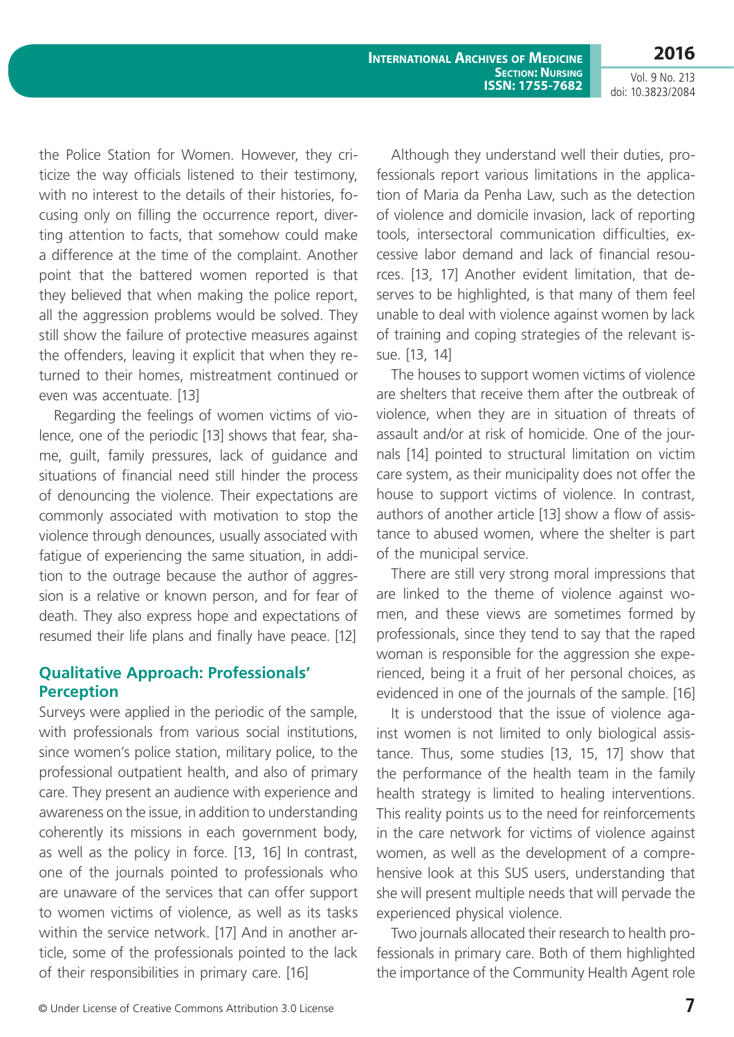the Police Station for Women. However, they criticize the way officials listened to their testimony, with no interest to the details of their histories, focusing only on filling the occurrence report, diverting attention to facts, that somehow could make a difference at the time of the complaint. Another point that the battered women reported is that they believed that when making the police report, all the aggression problems would be solved. They still show the failure of protective measures against the offenders, leaving it explicit that when they returned to their homes, mistreatment continued or even was accentuate. [13]

Regarding the feelings of women victims of violence, one of the periodic [13] shows that fear, shame, guilt, family pressures, lack of guidance and situations of financial need still hinder the process of denouncing the violence. Their expectations are commonly associated with motivation to stop the violence through denounces, usually associated with fatigue of experiencing the same situation, in addition to the outrage because the author of aggression is a relative or known person, and for fear of death. They also express hope and expectations of resumed their life plans and finally have peace. [12]

## Qualitative Approach: Professionals' Perception

Surveys were applied in the periodic of the sample, with professionals from various social institutions, since women's police station, military police, to the professional outpatient health, and also of primary care. They present an audience with experience and awareness on the issue, in addition to understanding coherently its missions in each government body, as well as the policy in force. [13, 16] In contrast, one of the journals pointed to professionals who are unaware of the services that can offer support to women victims of violence, as well as its tasks within the service network. [17] And in another article, some of the professionals pointed to the lack of their responsibilities in primary care. [16]

Although they understand well their duties, professionals report various limitations in the application of Maria da Penha Law, such as the detection of violence and domicile invasion, lack of reporting tools, intersectoral communication difficulties, excessive labor demand and lack of financial resources. [13, 17] Another evident limitation, that deserves to be highlighted, is that many of them feel unable to deal with violence against women by lack of training and coping strategies of the relevant issue. [13, 14]

The houses to support women victims of violence are shelters that receive them after the outbreak of violence, when they are in situation of threats of assault and/or at risk of homicide. One of the journals [14] pointed to structural limitation on victim care system, as their municipality does not offer the house to support victims of violence. In contrast, authors of another article [13] show a flow of assistance to abused women, where the shelter is part of the municipal service.

There are still very strong moral impressions that are linked to the theme of violence against women, and these views are sometimes formed by professionals, since they tend to say that the raped woman is responsible for the aggression she experienced, being it a fruit of her personal choices, as evidenced in one of the journals of the sample. [16]

It is understood that the issue of violence against women is not limited to only biological assistance. Thus, some studies [13, 15, 17] show that the performance of the health team in the family health strategy is limited to healing interventions. This reality points us to the need for reinforcements in the care network for victims of violence against women, as well as the development of a comprehensive look at this SUS users, understanding that she will present multiple needs that will pervade the experienced physical violence.

Two journals allocated their research to health professionals in primary care. Both of them highlighted the importance of the Community Health Agent role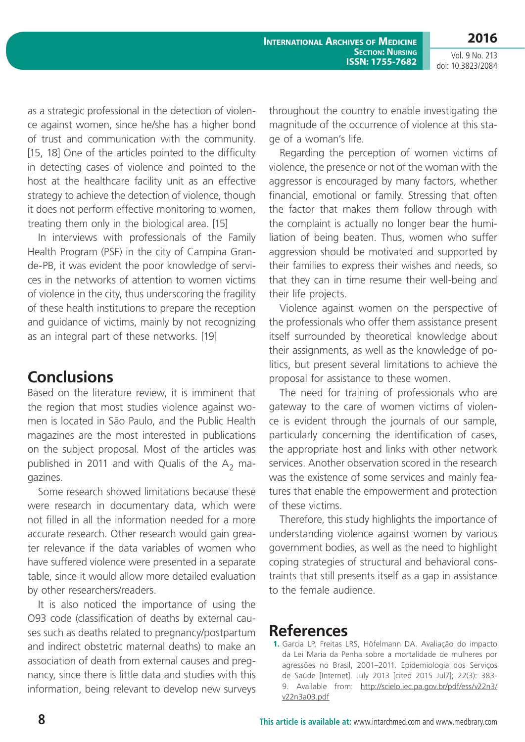as a strategic professional in the detection of violence against women, since he/she has a higher bond of trust and communication with the community. [15, 18] One of the articles pointed to the difficulty in detecting cases of violence and pointed to the host at the healthcare facility unit as an effective strategy to achieve the detection of violence, though it does not perform effective monitoring to women, treating them only in the biological area. [15]

In interviews with professionals of the Family Health Program (PSF) in the city of Campina Grande-PB, it was evident the poor knowledge of services in the networks of attention to women victims of violence in the city, thus underscoring the fragility of these health institutions to prepare the reception and guidance of victims, mainly by not recognizing as an integral part of these networks. [19]

## Conclusions

Based on the literature review, it is imminent that the region that most studies violence against women is located in São Paulo, and the Public Health magazines are the most interested in publications on the subject proposal. Most of the articles was published in 2011 and with Qualis of the $A_2$ magazines.

Some research showed limitations because these were research in documentary data, which were not filled in all the information needed for a more accurate research. Other research would gain greater relevance if the data variables of women who have suffered violence were presented in a separate table, since it would allow more detailed evaluation by other researchers/readers.

It is also noticed the importance of using the O93 code (classification of deaths by external causes such as deaths related to pregnancy/postpartum and indirect obstetric maternal deaths) to make an association of death from external causes and pregnancy, since there is little data and studies with this information, being relevant to develop new surveys throughout the country to enable investigating the magnitude of the occurrence of violence at this stage of a woman's life.

Regarding the perception of women victims of violence, the presence or not of the woman with the aggressor is encouraged by many factors, whether financial, emotional or family. Stressing that often the factor that makes them follow through with the complaint is actually no longer bear the humiliation of being beaten. Thus, women who suffer aggression should be motivated and supported by their families to express their wishes and needs, so that they can in time resume their well-being and their life projects.

Violence against women on the perspective of the professionals who offer them assistance present itself surrounded by theoretical knowledge about their assignments, as well as the knowledge of politics, but present several limitations to achieve the proposal for assistance to these women.

The need for training of professionals who are gateway to the care of women victims of violence is evident through the journals of our sample, particularly concerning the identification of cases, the appropriate host and links with other network services. Another observation scored in the research was the existence of some services and mainly features that enable the empowerment and protection of these victims.

Therefore, this study highlights the importance of understanding violence against women by various government bodies, as well as the need to highlight coping strategies of structural and behavioral constraints that still presents itself as a gap in assistance to the female audience.

## References

1. Garcia LP, Freitas LRS, Höfelmann DA. Avaliação do impacto da Lei Maria da Penha sobre a mortalidade de mulheres por agressões no Brasil, 2001–2011. Epidemiologia dos Serviços de Saúde [Internet]. July 2013 [cited 2015 Jul7]; 22(3): 383-9. Available from: http://scielo.iec.pa.gov.br/pdf/ess/v22n3/v22n3a03.pdf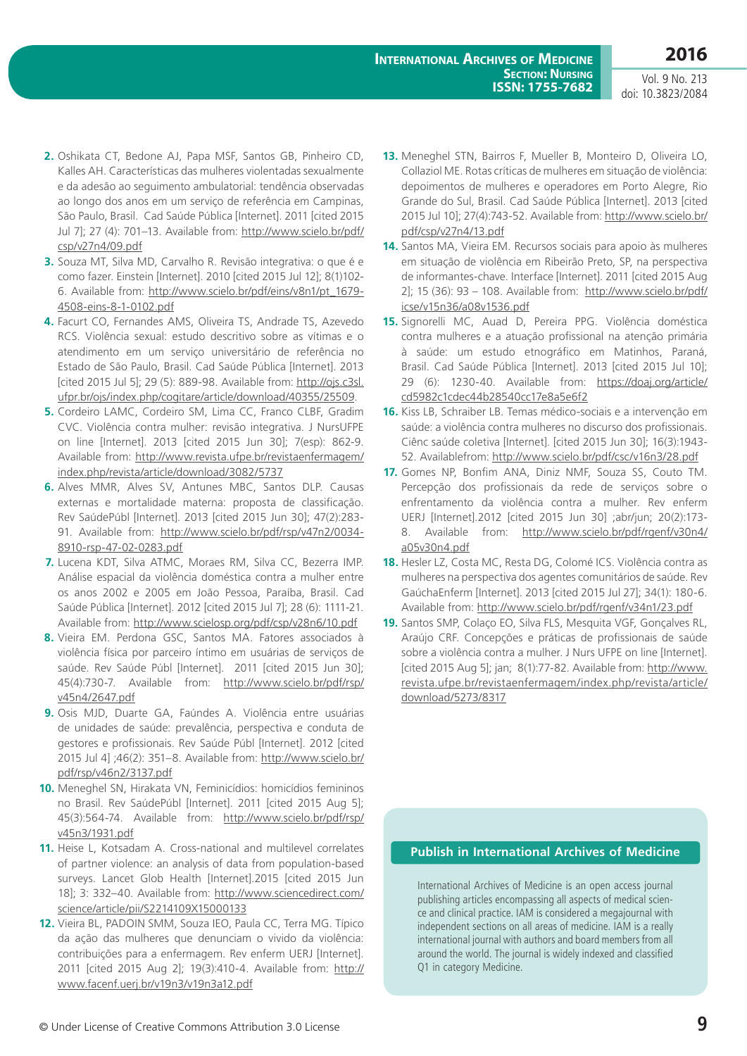2. Oshikata CT, Bedone AJ, Papa MSF, Santos GB, Pinheiro CD, Kalles AH. Características das mulheres violentadas sexualmente e da adesão ao seguimento ambulatorial: tendência observadas ao longo dos anos em um serviço de referência em Campinas, São Paulo, Brasil. Cad Saúde Pública [Internet]. 2011 [cited 2015 Jul 7]; 27 (4): 701–13. Available from: http://www.scielo.br/pdf/csp/v27n4/09.pdf
3. Souza MT, Silva MD, Carvalho R. Revisão integrativa: o que é e como fazer. Einstein [Internet]. 2010 [cited 2015 Jul 12]; 8(1)102-6. Available from: http://www.scielo.br/pdf/eins/v8n1/pt_1679-4508-eins-8-1-0102.pdf
4. Facurt CO, Fernandes AMS, Oliveira TS, Andrade TS, Azevedo RCS. Violência sexual: estudo descritivo sobre as vítimas e o atendimento em um serviço universitário de referência no Estado de São Paulo, Brasil. Cad Saúde Pública [Internet]. 2013 [cited 2015 Jul 5]; 29 (5): 889-98. Available from: http://ojs.c3sl.ufpr.br/ojs/index.php/cogitare/article/download/40355/25509.
5. Cordeiro LAMC, Cordeiro SM, Lima CC, Franco CLBF, Gradim CVC. Violência contra mulher: revisão integrativa. J NursUFPE on line [Internet]. 2013 [cited 2015 Jun 30]; 7(esp): 862-9. Available from: http://www.revista.ufpe.br/revistaenfermagem/index.php/revista/article/download/3082/5737
6. Alves MMR, Alves SV, Antunes MBC, Santos DLP. Causas externas e mortalidade materna: proposta de classificação. Rev SaúdePúbl [Internet]. 2013 [cited 2015 Jun 30]; 47(2):283-91. Available from: http://www.scielo.br/pdf/rsp/v47n2/0034-8910-rsp-47-02-0283.pdf
7. Lucena KDT, Silva ATMC, Moraes RM, Silva CC, Bezerra IMP. Análise espacial da violência doméstica contra a mulher entre os anos 2002 e 2005 em João Pessoa, Paraíba, Brasil. Cad Saúde Pública [Internet]. 2012 [cited 2015 Jul 7]; 28 (6): 1111-21. Available from: http://www.scielosp.org/pdf/csp/v28n6/10.pdf
8. Vieira EM. Perdona GSC, Santos MA. Fatores associados à violência física por parceiro íntimo em usuárias de serviços de saúde. Rev Saúde Públ [Internet]. 2011 [cited 2015 Jun 30]; 45(4):730-7. Available from: http://www.scielo.br/pdf/rsp/v45n4/2647.pdf
9. Osis MJD, Duarte GA, Faúndes A. Violência entre usuárias de unidades de saúde: prevalência, perspectiva e conduta de gestores e profissionais. Rev Saúde Públ [Internet]. 2012 [cited 2015 Jul 4] ;46(2): 351–8. Available from: http://www.scielo.br/pdf/rsp/v46n2/3137.pdf
10. Meneghel SN, Hirakata VN, Feminicídios: homicídios femininos no Brasil. Rev SaúdePúbl [Internet]. 2011 [cited 2015 Aug 5]; 45(3):564-74. Available from: http://www.scielo.br/pdf/rsp/v45n3/1931.pdf
11. Heise L, Kotsadam A. Cross-national and multilevel correlates of partner violence: an analysis of data from population-based surveys. Lancet Glob Health [Internet].2015 [cited 2015 Jun 18]; 3: 332–40. Available from: http://www.sciencedirect.com/science/article/pii/S2214109X15000133
12. Vieira BL, PADOIN SMM, Souza IEO, Paula CC, Terra MG. Típico da ação das mulheres que denunciam o vivido da violência: contribuições para a enfermagem. Rev enferm UERJ [Internet]. 2011 [cited 2015 Aug 2]; 19(3):410-4. Available from: http://www.facenf.uerj.br/v19n3/v19n3a12.pdf
13. Meneghel STN, Bairros F, Mueller B, Monteiro D, Oliveira LO, Collaziol ME. Rotas críticas de mulheres em situação de violência: depoimentos de mulheres e operadores em Porto Alegre, Rio Grande do Sul, Brasil. Cad Saúde Pública [Internet]. 2013 [cited 2015 Jul 10]; 27(4):743-52. Available from: http://www.scielo.br/pdf/csp/v27n4/13.pdf
14. Santos MA, Vieira EM. Recursos sociais para apoio às mulheres em situação de violência em Ribeirão Preto, SP, na perspectiva de informantes-chave. Interface [Internet]. 2011 [cited 2015 Aug 2]; 15 (36): 93 – 108. Available from: http://www.scielo.br/pdf/icse/v15n36/a08v1536.pdf
15. Signorelli MC, Auad D, Pereira PPG. Violência doméstica contra mulheres e a atuação profissional na atenção primária à saúde: um estudo etnográfico em Matinhos, Paraná, Brasil. Cad Saúde Pública [Internet]. 2013 [cited 2015 Jul 10]; 29 (6): 1230-40. Available from: https://doaj.org/article/cd5982c1cdec44b28540cc17e8a5e6f2
16. Kiss LB, Schraiber LB. Temas médico-sociais e a intervenção em saúde: a violência contra mulheres no discurso dos profissionais. Ciênc saúde coletiva [Internet]. [cited 2015 Jun 30]; 16(3):1943-52. Availablefrom: http://www.scielo.br/pdf/csc/v16n3/28.pdf
17. Gomes NP, Bonfim ANA, Diniz NMF, Souza SS, Couto TM. Percepção dos profissionais da rede de serviços sobre o enfrentamento da violência contra a mulher. Rev enferm UERJ [Internet].2012 [cited 2015 Jun 30] ;abr/jun; 20(2):173-8. Available from: http://www.scielo.br/pdf/rgenf/v30n4/a05v30n4.pdf
18. Hesler LZ, Costa MC, Resta DG, Colomé ICS. Violência contra as mulheres na perspectiva dos agentes comunitários de saúde. Rev GaúchaEnferm [Internet]. 2013 [cited 2015 Jul 27]; 34(1): 180-6. Available from: http://www.scielo.br/pdf/rgenf/v34n1/23.pdf
19. Santos SMP, Colaço EO, Silva FLS, Mesquita VGF, Gonçalves RL, Araújo CRF. Concepções e práticas de profissionais de saúde sobre a violência contra a mulher. J Nurs UFPE on line [Internet]. [cited 2015 Aug 5]; jan; 8(1):77-82. Available from: http://www.revista.ufpe.br/revistaenfermagem/index.php/revista/article/download/5273/8317

**Publish in International Archives of Medicine**

International Archives of Medicine is an open access journal publishing articles encompassing all aspects of medical science and clinical practice. IAM is considered a megajournal with independent sections on all areas of medicine. IAM is a really international journal with authors and board members from all around the world. The journal is widely indexed and classified Q1 in category Medicine.